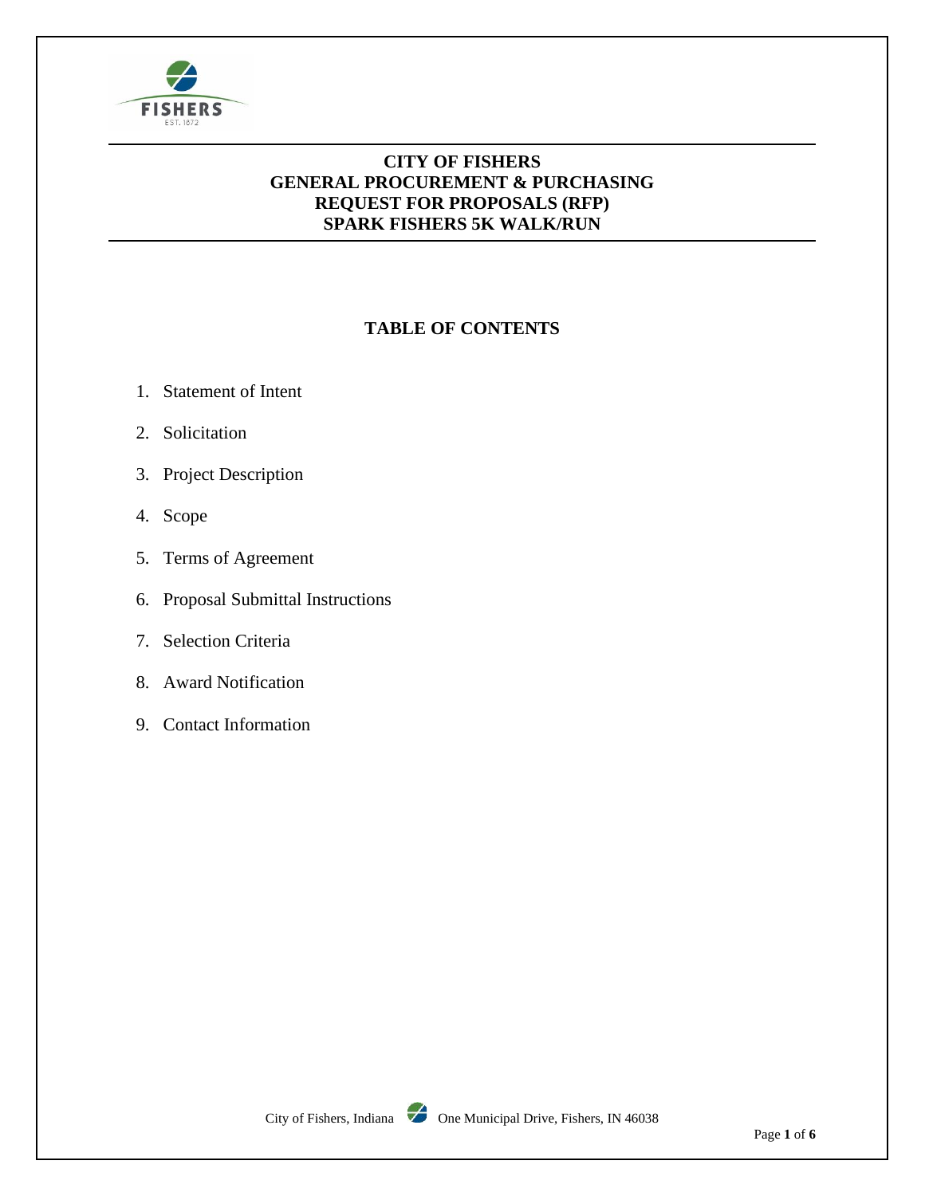# CITY OF FISHERS
# GENERAL PROCUREMENT & PURCHASING
# REQUEST FOR PROPOSALS (RFP)
# SPARK FISHERS 5K WALK/RUN

## TABLE OF CONTENTS

1. Statement of Intent
2. Solicitation
3. Project Description
4. Scope
5. Terms of Agreement
6. Proposal Submittal Instructions
7. Selection Criteria
8. Award Notification
9. Contact Information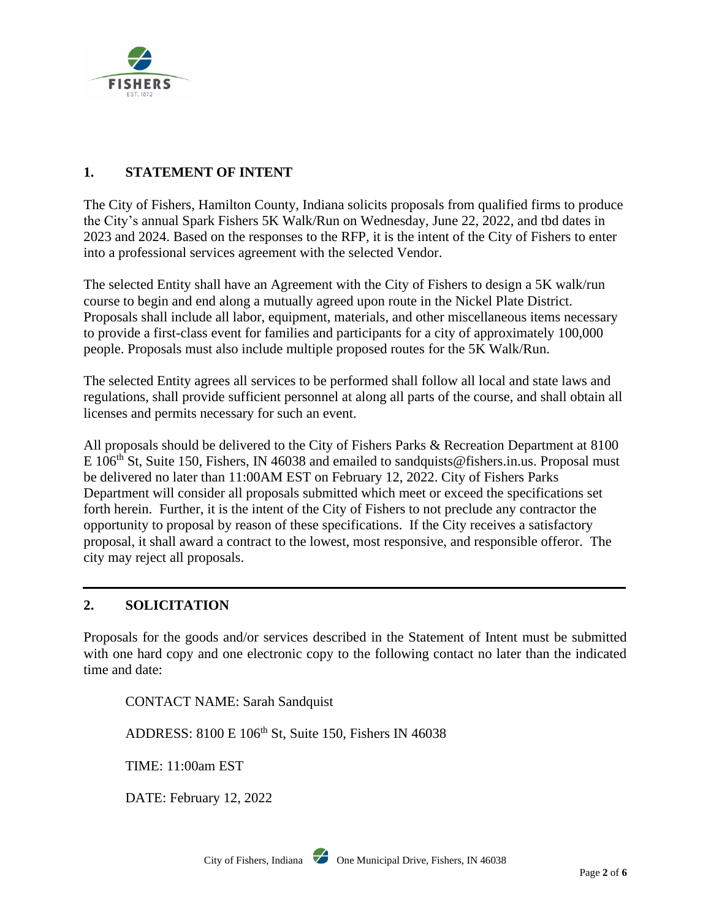## 1. STATEMENT OF INTENT

The City of Fishers, Hamilton County, Indiana solicits proposals from qualified firms to produce the City's annual Spark Fishers 5K Walk/Run on Wednesday, June 22, 2022, and tbd dates in 2023 and 2024. Based on the responses to the RFP, it is the intent of the City of Fishers to enter into a professional services agreement with the selected Vendor.

The selected Entity shall have an Agreement with the City of Fishers to design a 5K walk/run course to begin and end along a mutually agreed upon route in the Nickel Plate District. Proposals shall include all labor, equipment, materials, and other miscellaneous items necessary to provide a first-class event for families and participants for a city of approximately 100,000 people. Proposals must also include multiple proposed routes for the 5K Walk/Run.

The selected Entity agrees all services to be performed shall follow all local and state laws and regulations, shall provide sufficient personnel at along all parts of the course, and shall obtain all licenses and permits necessary for such an event.

All proposals should be delivered to the City of Fishers Parks & Recreation Department at 8100 E 106th St, Suite 150, Fishers, IN 46038 and emailed to sandquists@fishers.in.us. Proposal must be delivered no later than 11:00AM EST on February 12, 2022. City of Fishers Parks Department will consider all proposals submitted which meet or exceed the specifications set forth herein. Further, it is the intent of the City of Fishers to not preclude any contractor the opportunity to proposal by reason of these specifications. If the City receives a satisfactory proposal, it shall award a contract to the lowest, most responsive, and responsible offeror. The city may reject all proposals.

---

## 2. SOLICITATION

Proposals for the goods and/or services described in the Statement of Intent must be submitted with one hard copy and one electronic copy to the following contact no later than the indicated time and date:

CONTACT NAME: Sarah Sandquist

ADDRESS: 8100 E 106th St, Suite 150, Fishers IN 46038

TIME: 11:00am EST

DATE: February 12, 2022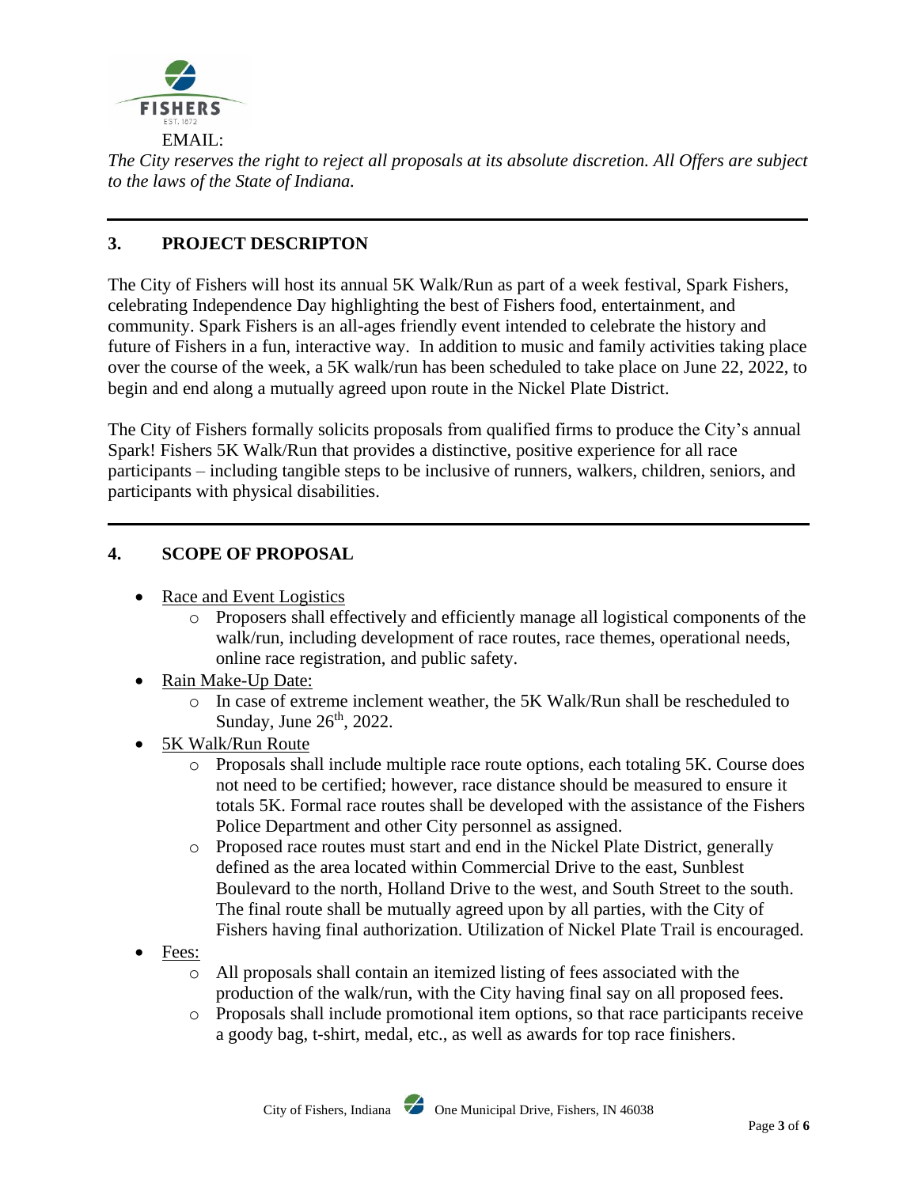EMAIL:

*The City reserves the right to reject all proposals at its absolute discretion. All Offers are subject to the laws of the State of Indiana.*

---

## 3. PROJECT DESCRIPTON

The City of Fishers will host its annual 5K Walk/Run as part of a week festival, Spark Fishers, celebrating Independence Day highlighting the best of Fishers food, entertainment, and community. Spark Fishers is an all-ages friendly event intended to celebrate the history and future of Fishers in a fun, interactive way. In addition to music and family activities taking place over the course of the week, a 5K walk/run has been scheduled to take place on June 22, 2022, to begin and end along a mutually agreed upon route in the Nickel Plate District.

The City of Fishers formally solicits proposals from qualified firms to produce the City's annual Spark! Fishers 5K Walk/Run that provides a distinctive, positive experience for all race participants – including tangible steps to be inclusive of runners, walkers, children, seniors, and participants with physical disabilities.

---

## 4. SCOPE OF PROPOSAL

- Race and Event Logistics
  - Proposers shall effectively and efficiently manage all logistical components of the walk/run, including development of race routes, race themes, operational needs, online race registration, and public safety.
- Rain Make-Up Date:
  - In case of extreme inclement weather, the 5K Walk/Run shall be rescheduled to Sunday, June 26th, 2022.
- 5K Walk/Run Route
  - Proposals shall include multiple race route options, each totaling 5K. Course does not need to be certified; however, race distance should be measured to ensure it totals 5K. Formal race routes shall be developed with the assistance of the Fishers Police Department and other City personnel as assigned.
  - Proposed race routes must start and end in the Nickel Plate District, generally defined as the area located within Commercial Drive to the east, Sunblest Boulevard to the north, Holland Drive to the west, and South Street to the south. The final route shall be mutually agreed upon by all parties, with the City of Fishers having final authorization. Utilization of Nickel Plate Trail is encouraged.
- Fees:
  - All proposals shall contain an itemized listing of fees associated with the production of the walk/run, with the City having final say on all proposed fees.
  - Proposals shall include promotional item options, so that race participants receive a goody bag, t-shirt, medal, etc., as well as awards for top race finishers.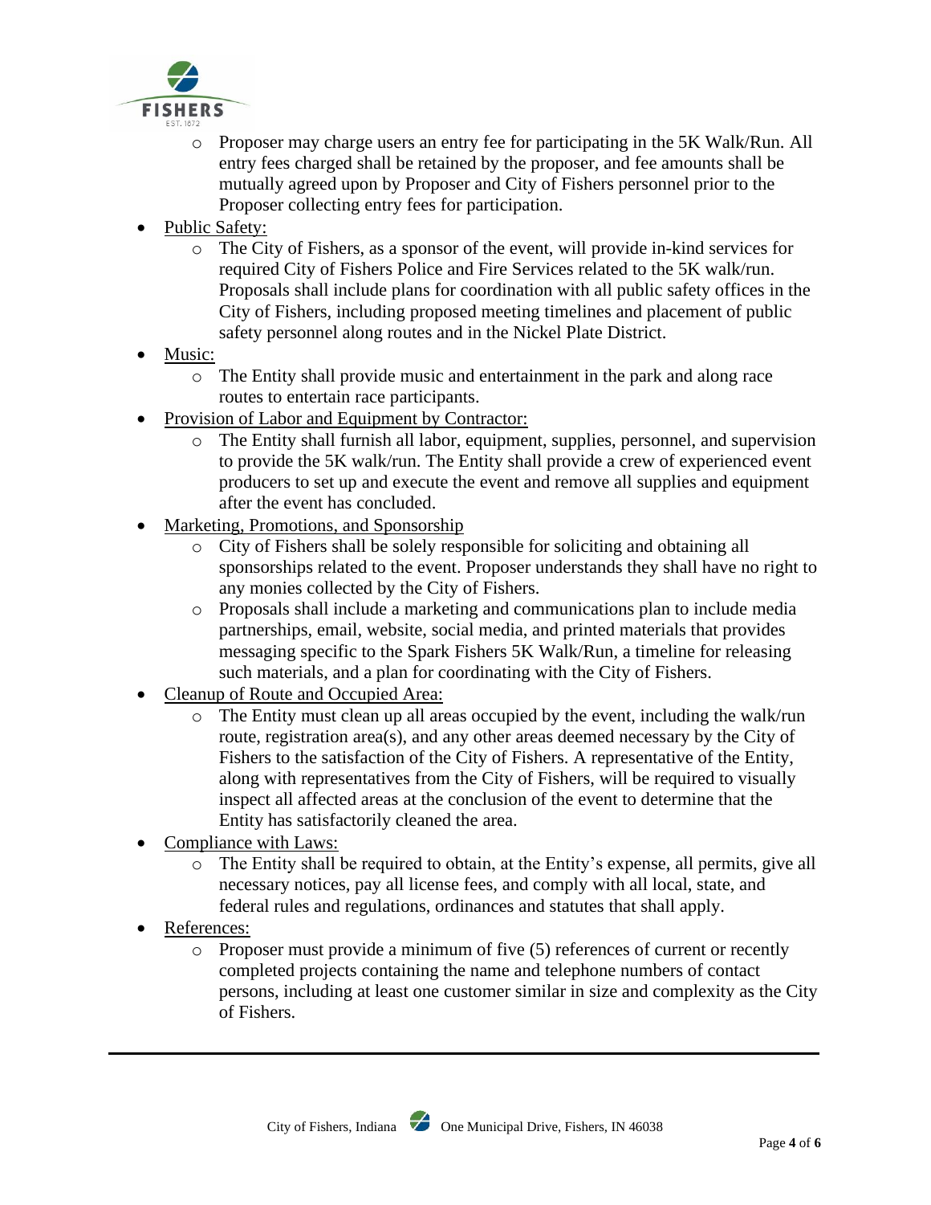- Proposer may charge users an entry fee for participating in the 5K Walk/Run. All entry fees charged shall be retained by the proposer, and fee amounts shall be mutually agreed upon by Proposer and City of Fishers personnel prior to the Proposer collecting entry fees for participation.
- <u>Public Safety:</u>
  - The City of Fishers, as a sponsor of the event, will provide in-kind services for required City of Fishers Police and Fire Services related to the 5K walk/run. Proposals shall include plans for coordination with all public safety offices in the City of Fishers, including proposed meeting timelines and placement of public safety personnel along routes and in the Nickel Plate District.
- <u>Music:</u>
  - The Entity shall provide music and entertainment in the park and along race routes to entertain race participants.
- <u>Provision of Labor and Equipment by Contractor:</u>
  - The Entity shall furnish all labor, equipment, supplies, personnel, and supervision to provide the 5K walk/run. The Entity shall provide a crew of experienced event producers to set up and execute the event and remove all supplies and equipment after the event has concluded.
- <u>Marketing, Promotions, and Sponsorship</u>
  - City of Fishers shall be solely responsible for soliciting and obtaining all sponsorships related to the event. Proposer understands they shall have no right to any monies collected by the City of Fishers.
  - Proposals shall include a marketing and communications plan to include media partnerships, email, website, social media, and printed materials that provides messaging specific to the Spark Fishers 5K Walk/Run, a timeline for releasing such materials, and a plan for coordinating with the City of Fishers.
- <u>Cleanup of Route and Occupied Area:</u>
  - The Entity must clean up all areas occupied by the event, including the walk/run route, registration area(s), and any other areas deemed necessary by the City of Fishers to the satisfaction of the City of Fishers. A representative of the Entity, along with representatives from the City of Fishers, will be required to visually inspect all affected areas at the conclusion of the event to determine that the Entity has satisfactorily cleaned the area.
- <u>Compliance with Laws:</u>
  - The Entity shall be required to obtain, at the Entity's expense, all permits, give all necessary notices, pay all license fees, and comply with all local, state, and federal rules and regulations, ordinances and statutes that shall apply.
- <u>References:</u>
  - Proposer must provide a minimum of five (5) references of current or recently completed projects containing the name and telephone numbers of contact persons, including at least one customer similar in size and complexity as the City of Fishers.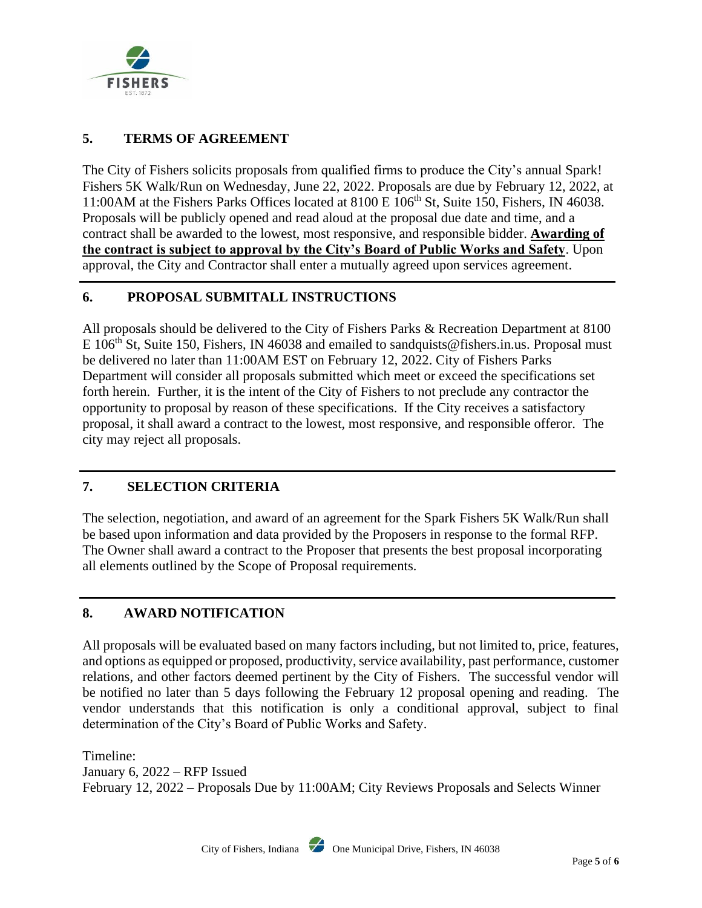## 5. TERMS OF AGREEMENT

The City of Fishers solicits proposals from qualified firms to produce the City's annual Spark! Fishers 5K Walk/Run on Wednesday, June 22, 2022. Proposals are due by February 12, 2022, at 11:00AM at the Fishers Parks Offices located at 8100 E 106th St, Suite 150, Fishers, IN 46038. Proposals will be publicly opened and read aloud at the proposal due date and time, and a contract shall be awarded to the lowest, most responsive, and responsible bidder. **Awarding of the contract is subject to approval by the City's Board of Public Works and Safety**. Upon approval, the City and Contractor shall enter a mutually agreed upon services agreement.

## 6. PROPOSAL SUBMITALL INSTRUCTIONS

All proposals should be delivered to the City of Fishers Parks & Recreation Department at 8100 E 106th St, Suite 150, Fishers, IN 46038 and emailed to sandquists@fishers.in.us. Proposal must be delivered no later than 11:00AM EST on February 12, 2022. City of Fishers Parks Department will consider all proposals submitted which meet or exceed the specifications set forth herein. Further, it is the intent of the City of Fishers to not preclude any contractor the opportunity to proposal by reason of these specifications. If the City receives a satisfactory proposal, it shall award a contract to the lowest, most responsive, and responsible offeror. The city may reject all proposals.

## 7. SELECTION CRITERIA

The selection, negotiation, and award of an agreement for the Spark Fishers 5K Walk/Run shall be based upon information and data provided by the Proposers in response to the formal RFP. The Owner shall award a contract to the Proposer that presents the best proposal incorporating all elements outlined by the Scope of Proposal requirements.

## 8. AWARD NOTIFICATION

All proposals will be evaluated based on many factors including, but not limited to, price, features, and options as equipped or proposed, productivity, service availability, past performance, customer relations, and other factors deemed pertinent by the City of Fishers. The successful vendor will be notified no later than 5 days following the February 12 proposal opening and reading. The vendor understands that this notification is only a conditional approval, subject to final determination of the City's Board of Public Works and Safety.

Timeline:
January 6, 2022 – RFP Issued
February 12, 2022 – Proposals Due by 11:00AM; City Reviews Proposals and Selects Winner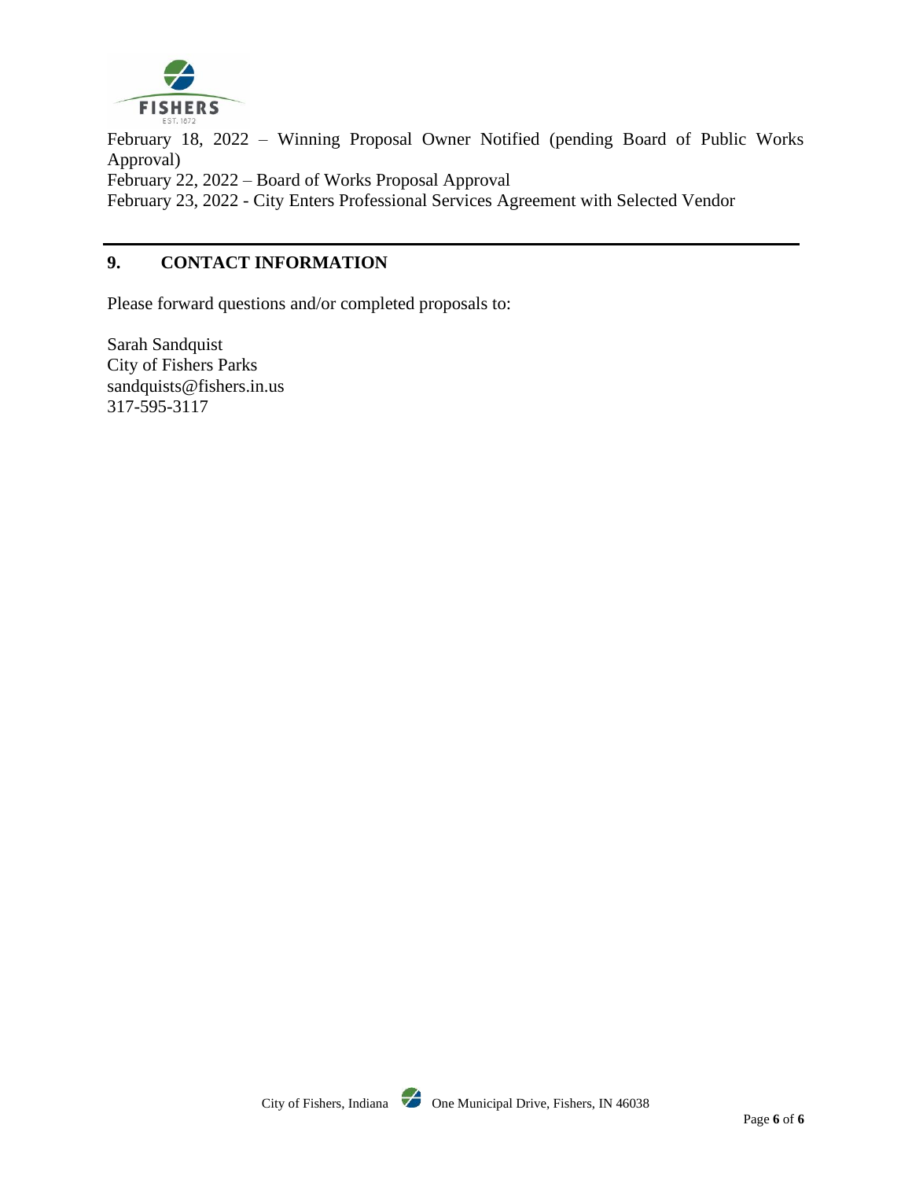February 18, 2022 – Winning Proposal Owner Notified (pending Board of Public Works Approval)
February 22, 2022 – Board of Works Proposal Approval
February 23, 2022 - City Enters Professional Services Agreement with Selected Vendor

## 9. CONTACT INFORMATION

Please forward questions and/or completed proposals to:

Sarah Sandquist
City of Fishers Parks
sandquists@fishers.in.us
317-595-3117